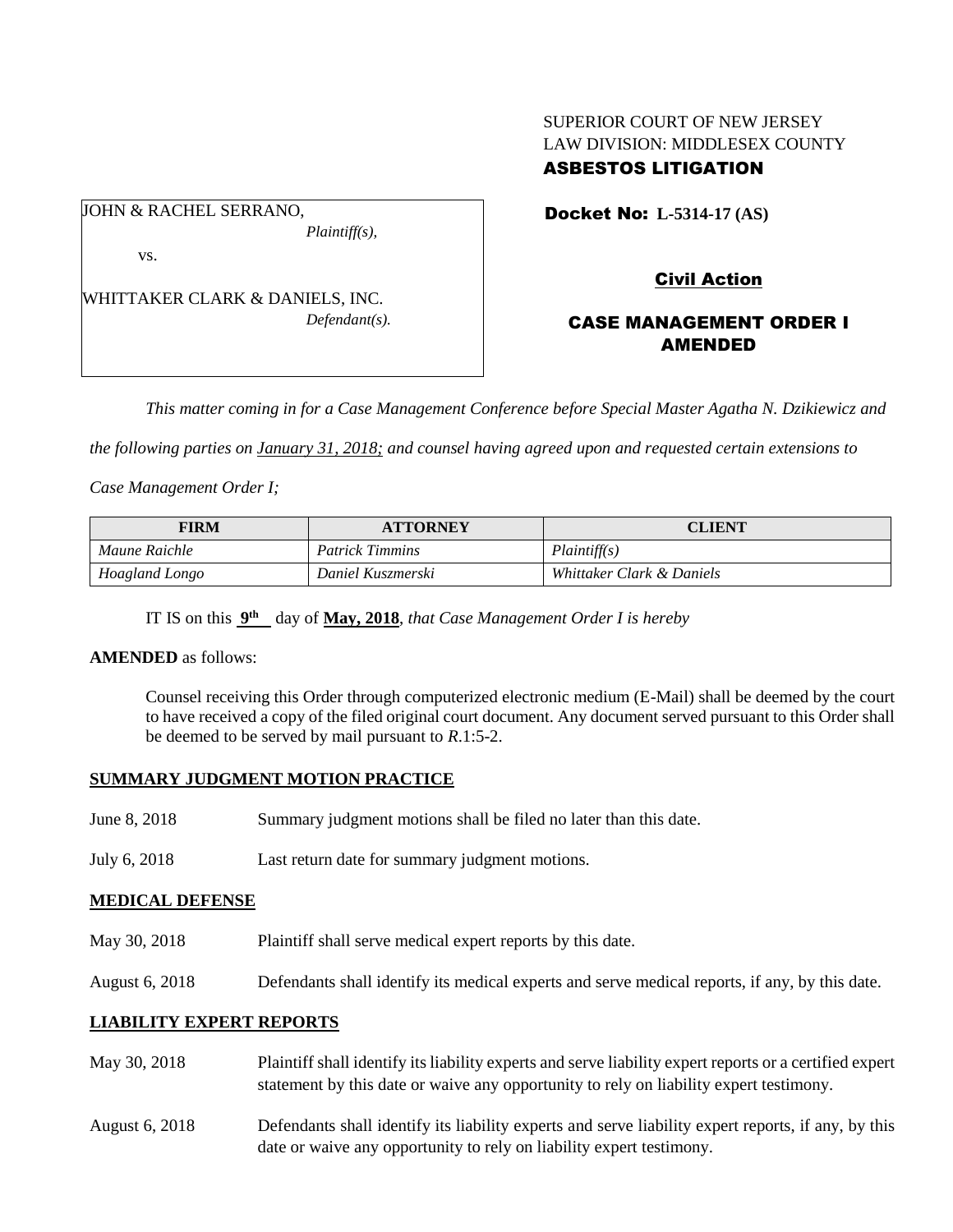SUPERIOR COURT OF NEW JERSEY
LAW DIVISION: MIDDLESEX COUNTY
**ASBESTOS LITIGATION**

JOHN & RACHEL SERRANO,
*Plaintiff(s),*

vs.

WHITTAKER CLARK & DANIELS, INC.
*Defendant(s).*

**Docket No: L-5314-17 (AS)**

**Civil Action**

**CASE MANAGEMENT ORDER I AMENDED**

*This matter coming in for a Case Management Conference before Special Master Agatha N. Dzikiewicz and the following parties on January 31, 2018; and counsel having agreed upon and requested certain extensions to Case Management Order I;*

| FIRM | ATTORNEY | CLIENT |
|---|---|---|
| *Maune Raichle* | *Patrick Timmins* | *Plaintiff(s)* |
| *Hoagland Longo* | *Daniel Kuszmerski* | *Whittaker Clark & Daniels* |

IT IS on this **9th** day of **May, 2018**, *that Case Management Order I is hereby*

**AMENDED** as follows:

Counsel receiving this Order through computerized electronic medium (E-Mail) shall be deemed by the court to have received a copy of the filed original court document. Any document served pursuant to this Order shall be deemed to be served by mail pursuant to *R*.1:5-2.

**SUMMARY JUDGMENT MOTION PRACTICE**

June 8, 2018 Summary judgment motions shall be filed no later than this date.

July 6, 2018 Last return date for summary judgment motions.

**MEDICAL DEFENSE**

May 30, 2018 Plaintiff shall serve medical expert reports by this date.

August 6, 2018 Defendants shall identify its medical experts and serve medical reports, if any, by this date.

**LIABILITY EXPERT REPORTS**

May 30, 2018 Plaintiff shall identify its liability experts and serve liability expert reports or a certified expert statement by this date or waive any opportunity to rely on liability expert testimony.

August 6, 2018 Defendants shall identify its liability experts and serve liability expert reports, if any, by this date or waive any opportunity to rely on liability expert testimony.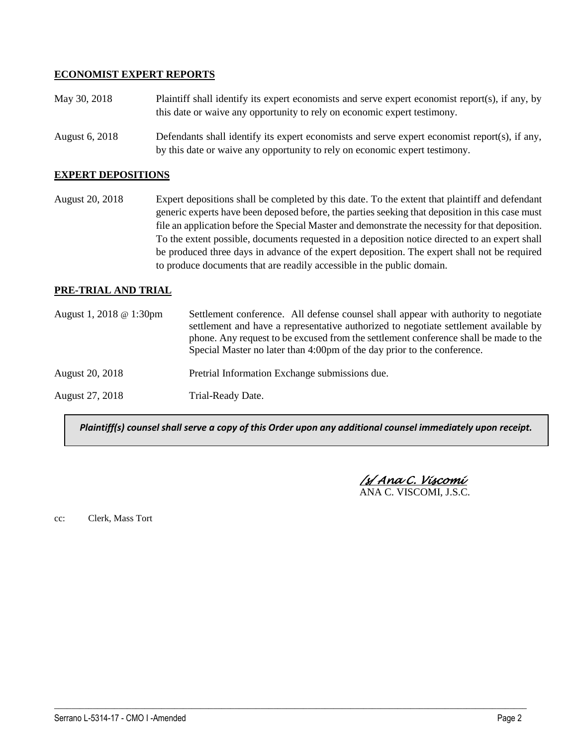**ECONOMIST EXPERT REPORTS**

| | |
|---|---|
| May 30, 2018 | Plaintiff shall identify its expert economists and serve expert economist report(s), if any, by this date or waive any opportunity to rely on economic expert testimony. |
| August 6, 2018 | Defendants shall identify its expert economists and serve expert economist report(s), if any, by this date or waive any opportunity to rely on economic expert testimony. |

**EXPERT DEPOSITIONS**

| | |
|---|---|
| August 20, 2018 | Expert depositions shall be completed by this date. To the extent that plaintiff and defendant generic experts have been deposed before, the parties seeking that deposition in this case must file an application before the Special Master and demonstrate the necessity for that deposition. To the extent possible, documents requested in a deposition notice directed to an expert shall be produced three days in advance of the expert deposition. The expert shall not be required to produce documents that are readily accessible in the public domain. |

**PRE-TRIAL AND TRIAL**

| | |
|---|---|
| August 1, 2018 @ 1:30pm | Settlement conference. All defense counsel shall appear with authority to negotiate settlement and have a representative authorized to negotiate settlement available by phone. Any request to be excused from the settlement conference shall be made to the Special Master no later than 4:00pm of the day prior to the conference. |
| August 20, 2018 | Pretrial Information Exchange submissions due. |
| August 27, 2018 | Trial-Ready Date. |

***Plaintiff(s) counsel shall serve a copy of this Order upon any additional counsel immediately upon receipt.***

*/s/ Ana C. Viscomi*
ANA C. VISCOMI, J.S.C.

cc: Clerk, Mass Tort

Serrano L-5314-17 - CMO I -Amended